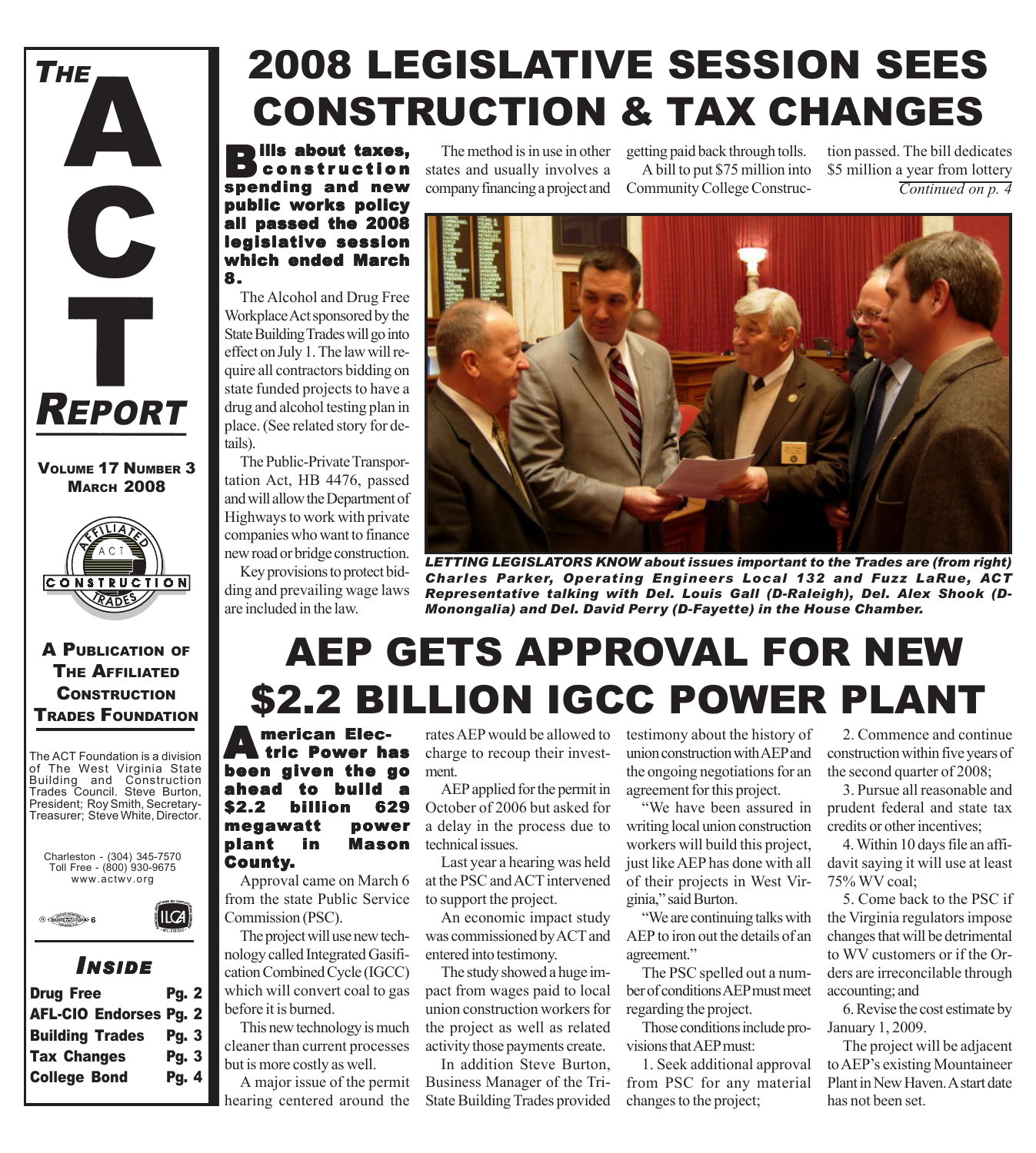# THE ACT REPORT

**VOLUME 17 NUMBER 3**
**MARCH 2008**

**A PUBLICATION OF THE AFFILIATED CONSTRUCTION TRADES FOUNDATION**

The ACT Foundation is a division of The West Virginia State Building and Construction Trades Council. Steve Burton, President; Roy Smith, Secretary-Treasurer; Steve White, Director.

Charleston - (304) 345-7570
Toll Free - (800) 930-9675
www.actwv.org

## INSIDE

| | |
|---|---|
| Drug Free | Pg. 2 |
| AFL-CIO Endorses | Pg. 2 |
| Building Trades | Pg. 3 |
| Tax Changes | Pg. 3 |
| College Bond | Pg. 4 |

# 2008 LEGISLATIVE SESSION SEES CONSTRUCTION & TAX CHANGES

**Bills about taxes, construction spending and new public works policy all passed the 2008 legislative session which ended March 8.**

The Alcohol and Drug Free Workplace Act sponsored by the State Building Trades will go into effect on July 1. The law will require all contractors bidding on state funded projects to have a drug and alcohol testing plan in place. (See related story for details).

The Public-Private Transportation Act, HB 4476, passed and will allow the Department of Highways to work with private companies who want to finance new road or bridge construction.

Key provisions to protect bidding and prevailing wage laws are included in the law.

The method is in use in other states and usually involves a company financing a project and getting paid back through tolls.

A bill to put $75 million into Community College Construction passed. The bill dedicates $5 million a year from lottery

*Continued on p. 4*

***LETTING LEGISLATORS KNOW about issues important to the Trades are (from right) Charles Parker, Operating Engineers Local 132 and Fuzz LaRue, ACT Representative talking with Del. Louis Gall (D-Raleigh), Del. Alex Shook (D-Monongalia) and Del. David Perry (D-Fayette) in the House Chamber.***

# AEP GETS APPROVAL FOR NEW $2.2 BILLION IGCC POWER PLANT

**American Electric Power has been given the go ahead to build a $2.2 billion 629 megawatt power plant in Mason County.**

Approval came on March 6 from the state Public Service Commission (PSC).

The project will use new technology called Integrated Gasification Combined Cycle (IGCC) which will convert coal to gas before it is burned.

This new technology is much cleaner than current processes but is more costly as well.

A major issue of the permit hearing centered around the rates AEP would be allowed to charge to recoup their investment.

AEP applied for the permit in October of 2006 but asked for a delay in the process due to technical issues.

Last year a hearing was held at the PSC and ACT intervened to support the project.

An economic impact study was commissioned by ACT and entered into testimony.

The study showed a huge impact from wages paid to local union construction workers for the project as well as related activity those payments create.

In addition Steve Burton, Business Manager of the Tri-State Building Trades provided testimony about the history of union construction with AEP and the ongoing negotiations for an agreement for this project.

"We have been assured in writing local union construction workers will build this project, just like AEP has done with all of their projects in West Virginia," said Burton.

"We are continuing talks with AEP to iron out the details of an agreement."

The PSC spelled out a number of conditions AEP must meet regarding the project.

Those conditions include provisions that AEP must:

1. Seek additional approval from PSC for any material changes to the project;

2. Commence and continue construction within five years of the second quarter of 2008;

3. Pursue all reasonable and prudent federal and state tax credits or other incentives;

4. Within 10 days file an affidavit saying it will use at least 75% WV coal;

5. Come back to the PSC if the Virginia regulators impose changes that will be detrimental to WV customers or if the Orders are irreconcilable through accounting; and

6. Revise the cost estimate by January 1, 2009.

The project will be adjacent to AEP's existing Mountaineer Plant in New Haven. A start date has not been set.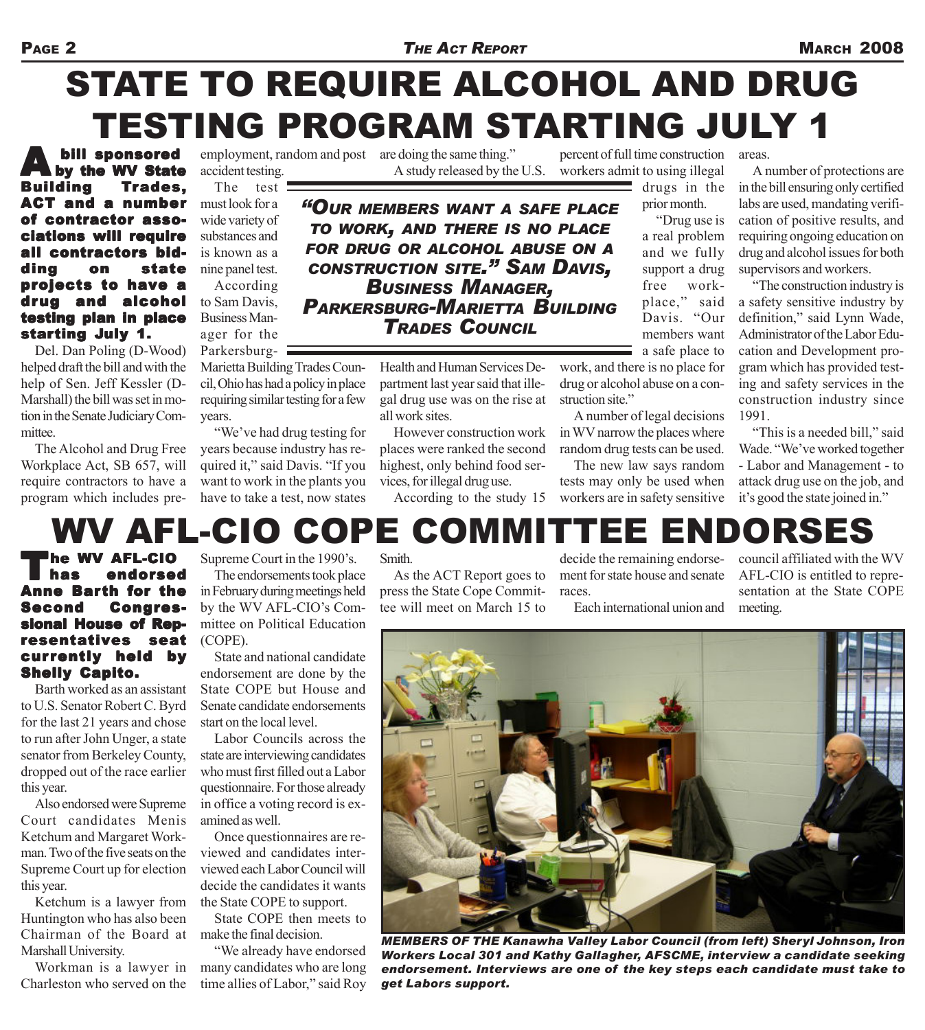# STATE TO REQUIRE ALCOHOL AND DRUG TESTING PROGRAM STARTING JULY 1

**A bill sponsored by the WV State Building Trades, ACT and a number of contractor associations will require all contractors bidding on state projects to have a drug and alcohol testing plan in place starting July 1.**

Del. Dan Poling (D-Wood) helped draft the bill and with the help of Sen. Jeff Kessler (D-Marshall) the bill was set in motion in the Senate Judiciary Committee.

The Alcohol and Drug Free Workplace Act, SB 657, will require contractors to have a program which includes pre-employment, random and post accident testing.

The test must look for a wide variety of substances and is known as a nine panel test.

According to Sam Davis, Business Manager for the Parkersburg-Marietta Building Trades Council, Ohio has had a policy in place requiring similar testing for a few years.

"We've had drug testing for years because industry has required it," said Davis. "If you want to work in the plants you have to take a test, now states are doing the same thing."

> ***"Our members want a safe place to work, and there is no place for drug or alcohol abuse on a construction site." Sam Davis, Business Manager, Parkersburg-Marietta Building Trades Council***

A study released by the U.S. Health and Human Services Department last year said that illegal drug use was on the rise at all work sites.

However construction work places were ranked the second highest, only behind food services, for illegal drug use.

According to the study 15 percent of full time construction workers admit to using illegal drugs in the prior month.

"Drug use is a real problem and we fully support a drug free workplace," said Davis. "Our members want a safe place to work, and there is no place for drug or alcohol abuse on a construction site."

A number of legal decisions in WV narrow the places where random drug tests can be used.

The new law says random tests may only be used when workers are in safety sensitive areas.

A number of protections are in the bill ensuring only certified labs are used, mandating verification of positive results, and requiring ongoing education on drug and alcohol issues for both supervisors and workers.

"The construction industry is a safety sensitive industry by definition," said Lynn Wade, Administrator of the Labor Education and Development program which has provided testing and safety services in the construction industry since 1991.

"This is a needed bill," said Wade. "We've worked together - Labor and Management - to attack drug use on the job, and it's good the state joined in."

# WV AFL-CIO COPE COMMITTEE ENDORSES

**The WV AFL-CIO has endorsed Anne Barth for the Second Congressional House of Representatives seat currently held by Shelly Capito.**

Barth worked as an assistant to U.S. Senator Robert C. Byrd for the last 21 years and chose to run after John Unger, a state senator from Berkeley County, dropped out of the race earlier this year.

Also endorsed were Supreme Court candidates Menis Ketchum and Margaret Workman. Two of the five seats on the Supreme Court up for election this year.

Ketchum is a lawyer from Huntington who has also been Chairman of the Board at Marshall University.

Workman is a lawyer in Charleston who served on the Supreme Court in the 1990's.

The endorsements took place in February during meetings held by the WV AFL-CIO's Committee on Political Education (COPE).

State and national candidate endorsement are done by the State COPE but House and Senate candidate endorsements start on the local level.

Labor Councils across the state are interviewing candidates who must first filled out a Labor questionnaire. For those already in office a voting record is examined as well.

Once questionnaires are reviewed and candidates interviewed each Labor Council will decide the candidates it wants the State COPE to support.

State COPE then meets to make the final decision.

"We already have endorsed many candidates who are long time allies of Labor," said Roy Smith.

As the ACT Report goes to press the State Cope Committee will meet on March 15 to decide the remaining endorsement for state house and senate races.

Each international union and council affiliated with the WV AFL-CIO is entitled to representation at the State COPE meeting.

*MEMBERS OF THE Kanawha Valley Labor Council (from left) Sheryl Johnson, Iron Workers Local 301 and Kathy Gallagher, AFSCME, interview a candidate seeking endorsement. Interviews are one of the key steps each candidate must take to get Labors support.*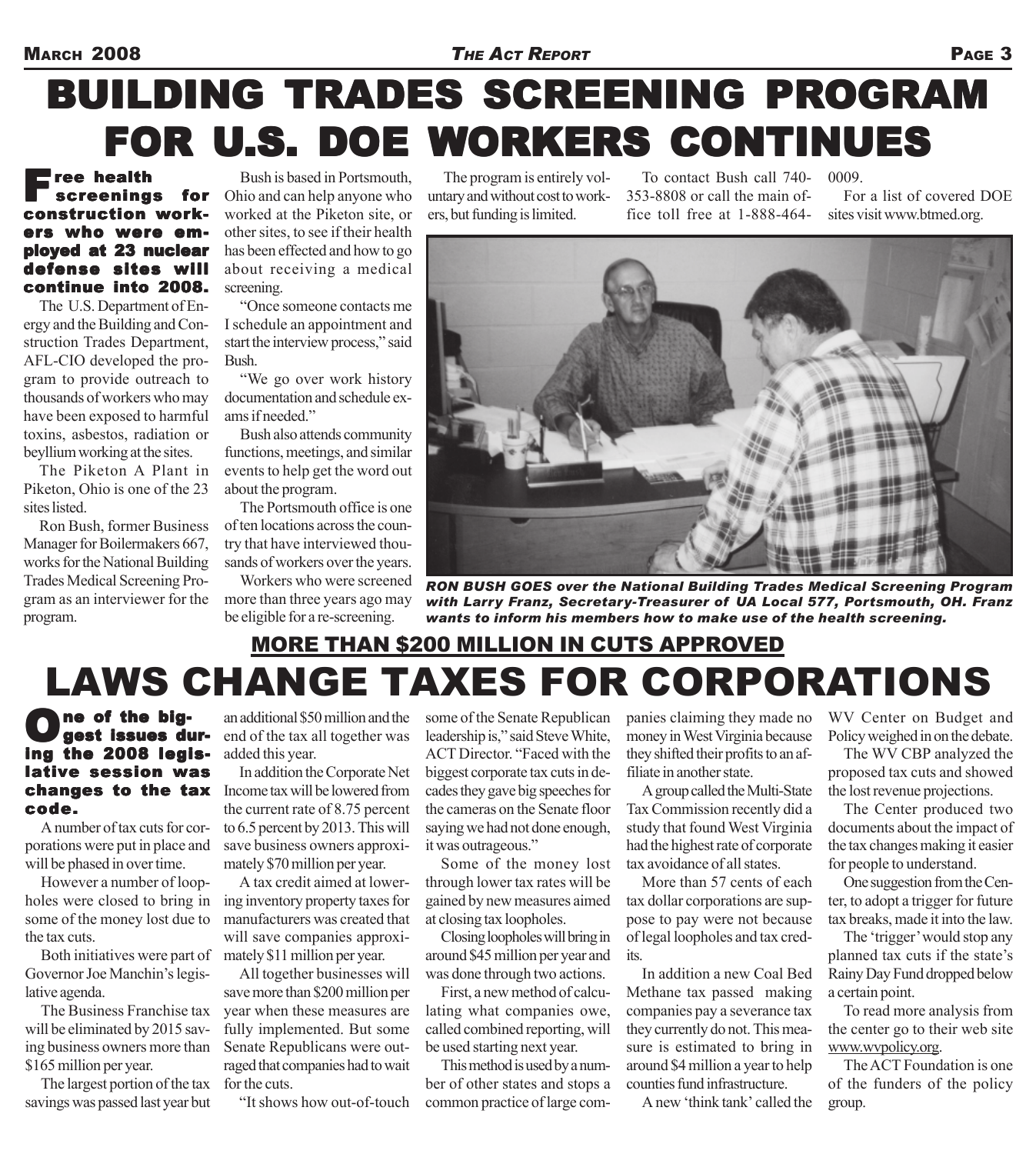# BUILDING TRADES SCREENING PROGRAM FOR U.S. DOE WORKERS CONTINUES

**Free health screenings for construction workers who were employed at 23 nuclear defense sites will continue into 2008.**

The U.S. Department of Energy and the Building and Construction Trades Department, AFL-CIO developed the program to provide outreach to thousands of workers who may have been exposed to harmful toxins, asbestos, radiation or beyllium working at the sites.

The Piketon A Plant in Piketon, Ohio is one of the 23 sites listed.

Ron Bush, former Business Manager for Boilermakers 667, works for the National Building Trades Medical Screening Program as an interviewer for the program.

Bush is based in Portsmouth, Ohio and can help anyone who worked at the Piketon site, or other sites, to see if their health has been effected and how to go about receiving a medical screening.

"Once someone contacts me I schedule an appointment and start the interview process," said Bush.

"We go over work history documentation and schedule exams if needed."

Bush also attends community functions, meetings, and similar events to help get the word out about the program.

The Portsmouth office is one of ten locations across the country that have interviewed thousands of workers over the years.

Workers who were screened more than three years ago may be eligible for a re-screening.

The program is entirely voluntary and without cost to workers, but funding is limited.

To contact Bush call 740-353-8808 or call the main office toll free at 1-888-464-0009.

For a list of covered DOE sites visit www.btmed.org.

***RON BUSH GOES over the National Building Trades Medical Screening Program with Larry Franz, Secretary-Treasurer of UA Local 577, Portsmouth, OH. Franz wants to inform his members how to make use of the health screening.***

## MORE THAN $200 MILLION IN CUTS APPROVED

# LAWS CHANGE TAXES FOR CORPORATIONS

**One of the biggest issues during the 2008 legislative session was changes to the tax code.**

A number of tax cuts for corporations were put in place and will be phased in over time.

However a number of loopholes were closed to bring in some of the money lost due to the tax cuts.

Both initiatives were part of Governor Joe Manchin's legislative agenda.

The Business Franchise tax will be eliminated by 2015 saving business owners more than $165 million per year.

The largest portion of the tax savings was passed last year but an additional $50 million and the end of the tax all together was added this year.

In addition the Corporate Net Income tax will be lowered from the current rate of 8.75 percent to 6.5 percent by 2013. This will save business owners approximately $70 million per year.

A tax credit aimed at lowering inventory property taxes for manufacturers was created that will save companies approximately $11 million per year.

All together businesses will save more than $200 million per year when these measures are fully implemented. But some Senate Republicans were outraged that companies had to wait for the cuts.

"It shows how out-of-touch some of the Senate Republican leadership is," said Steve White, ACT Director. "Faced with the biggest corporate tax cuts in decades they gave big speeches for the cameras on the Senate floor saying we had not done enough, it was outrageous."

Some of the money lost through lower tax rates will be gained by new measures aimed at closing tax loopholes.

Closing loopholes will bring in around $45 million per year and was done through two actions.

First, a new method of calculating what companies owe, called combined reporting, will be used starting next year.

This method is used by a number of other states and stops a common practice of large companies claiming they made no money in West Virginia because they shifted their profits to an affiliate in another state.

A group called the Multi-State Tax Commission recently did a study that found West Virginia had the highest rate of corporate tax avoidance of all states.

More than 57 cents of each tax dollar corporations are suppose to pay were not because of legal loopholes and tax credits.

In addition a new Coal Bed Methane tax passed making companies pay a severance tax they currently do not. This measure is estimated to bring in around $4 million a year to help counties fund infrastructure.

A new 'think tank' called the WV Center on Budget and Policy weighed in on the debate.

The WV CBP analyzed the proposed tax cuts and showed the lost revenue projections.

The Center produced two documents about the impact of the tax changes making it easier for people to understand.

One suggestion from the Center, to adopt a trigger for future tax breaks, made it into the law.

The 'trigger' would stop any planned tax cuts if the state's Rainy Day Fund dropped below a certain point.

To read more analysis from the center go to their web site www.wvpolicy.org.

The ACT Foundation is one of the funders of the policy group.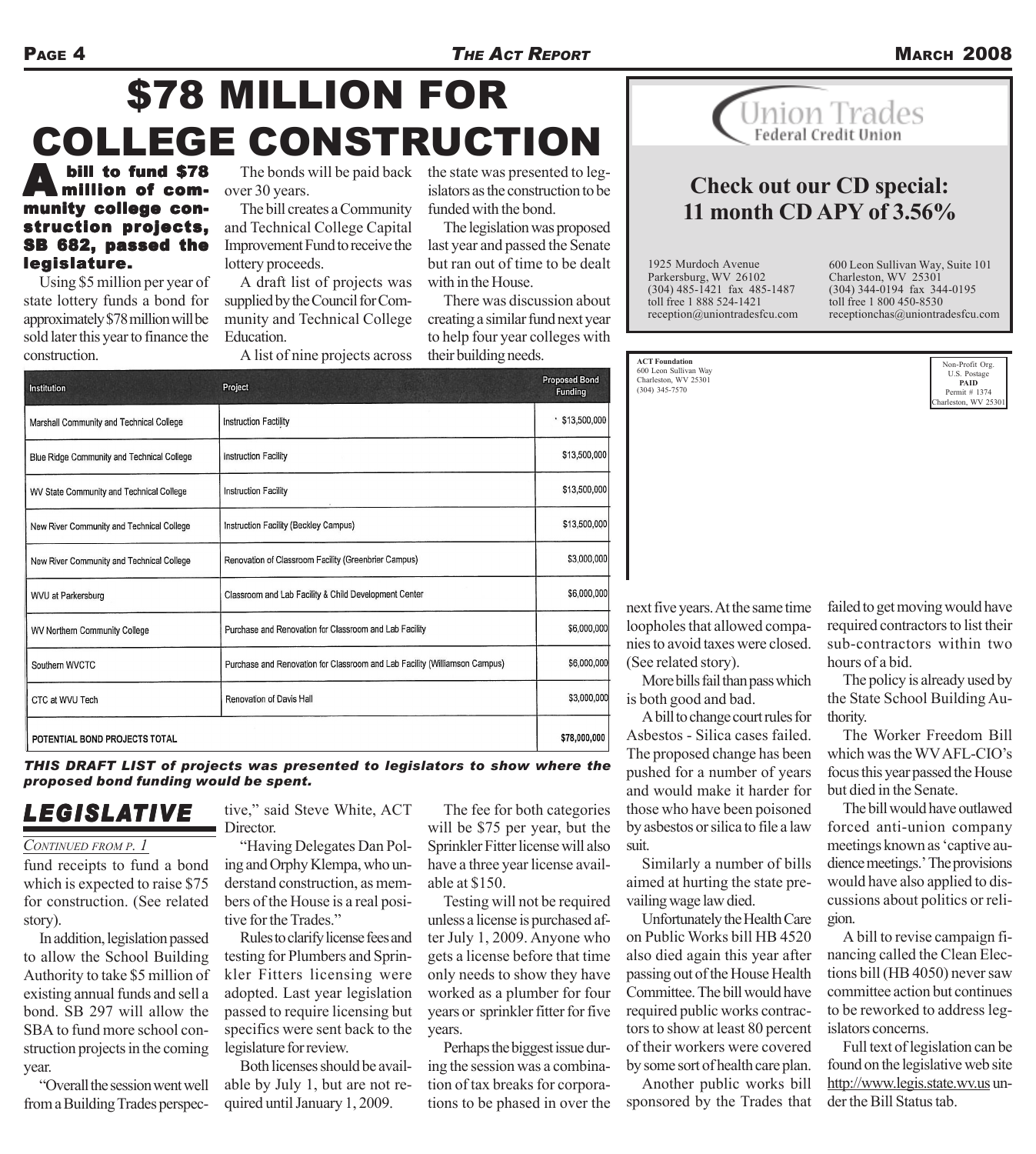# $78 MILLION FOR COLLEGE CONSTRUCTION

**A bill to fund $78 million of community college construction projects, SB 682, passed the legislature.**

Using $5 million per year of state lottery funds a bond for approximately $78 million will be sold later this year to finance the construction.

The bonds will be paid back over 30 years.

The bill creates a Community and Technical College Capital Improvement Fund to receive the lottery proceeds.

A draft list of projects was supplied by the Council for Community and Technical College Education.

A list of nine projects across the state was presented to legislators as the construction to be funded with the bond.

The legislation was proposed last year and passed the Senate but ran out of time to be dealt with in the House.

There was discussion about creating a similar fund next year to help four year colleges with their building needs.

| Institution | Project | Proposed Bond Funding |
|---|---|---|
| Marshall Community and Technical College | Instruction Facility | $13,500,000 |
| Blue Ridge Community and Technical College | Instruction Facility | $13,500,000 |
| WV State Community and Technical College | Instruction Facility | $13,500,000 |
| New River Community and Technical College | Instruction Facility (Beckley Campus) | $13,500,000 |
| New River Community and Technical College | Renovation of Classroom Facility (Greenbrier Campus) | $3,000,000 |
| WVU at Parkersburg | Classroom and Lab Facility & Child Development Center | $6,000,000 |
| WV Northern Community College | Purchase and Renovation for Classroom and Lab Facility | $6,000,000 |
| Southern WVCTC | Purchase and Renovation for Classroom and Lab Facility (Williamson Campus) | $6,000,000 |
| CTC at WVU Tech | Renovation of Davis Hall | $3,000,000 |
| POTENTIAL BOND PROJECTS TOTAL | | $78,000,000 |

***THIS DRAFT LIST of projects was presented to legislators to show where the proposed bond funding would be spent.***

## LEGISLATIVE

*CONTINUED FROM P. 1*

fund receipts to fund a bond which is expected to raise $75 for construction. (See related story).

In addition, legislation passed to allow the School Building Authority to take $5 million of existing annual funds and sell a bond. SB 297 will allow the SBA to fund more school construction projects in the coming year.

"Overall the session went well from a Building Trades perspective," said Steve White, ACT Director.

"Having Delegates Dan Poling and Orphy Klempa, who understand construction, as members of the House is a real positive for the Trades."

Rules to clarify license fees and testing for Plumbers and Sprinkler Fitters licensing were adopted. Last year legislation passed to require licensing but specifics were sent back to the legislature for review.

Both licenses should be available by July 1, but are not required until January 1, 2009.

The fee for both categories will be $75 per year, but the Sprinkler Fitter license will also have a three year license available at $150.

Testing will not be required unless a license is purchased after July 1, 2009. Anyone who gets a license before that time only needs to show they have worked as a plumber for four years or sprinkler fitter for five years.

Perhaps the biggest issue during the session was a combination of tax breaks for corporations to be phased in over the next five years. At the same time loopholes that allowed companies to avoid taxes were closed. (See related story).

More bills fail than pass which is both good and bad.

A bill to change court rules for Asbestos - Silica cases failed. The proposed change has been pushed for a number of years and would make it harder for those who have been poisoned by asbestos or silica to file a law suit.

Similarly a number of bills aimed at hurting the state prevailing wage law died.

Unfortunately the Health Care on Public Works bill HB 4520 also died again this year after passing out of the House Health Committee. The bill would have required public works contractors to show at least 80 percent of their workers were covered by some sort of health care plan.

Another public works bill sponsored by the Trades that failed to get moving would have required contractors to list their sub-contractors within two hours of a bid.

The policy is already used by the State School Building Authority.

The Worker Freedom Bill which was the WV AFL-CIO's focus this year passed the House but died in the Senate.

The bill would have outlawed forced anti-union company meetings known as 'captive audience meetings.' The provisions would have also applied to discussions about politics or religion.

A bill to revise campaign financing called the Clean Elections bill (HB 4050) never saw committee action but continues to be reworked to address legislators concerns.

Full text of legislation can be found on the legislative web site http://www.legis.state.wv.us under the Bill Status tab.

---

**Union Trades Federal Credit Union**

**Check out our CD special: 11 month CD APY of 3.56%**

1925 Murdoch Avenue
Parkersburg, WV 26102
(304) 485-1421 fax 485-1487
toll free 1 888 524-1421
reception@uniontradesfcu.com

600 Leon Sullivan Way, Suite 101
Charleston, WV 25301
(304) 344-0194 fax 344-0195
toll free 1 800 450-8530
receptionchas@uniontradesfcu.com

---

**ACT Foundation**
600 Leon Sullivan Way
Charleston, WV 25301
(304) 345-7570

Non-Profit Org.
U.S. Postage
**PAID**
Permit # 1374
Charleston, WV 25301